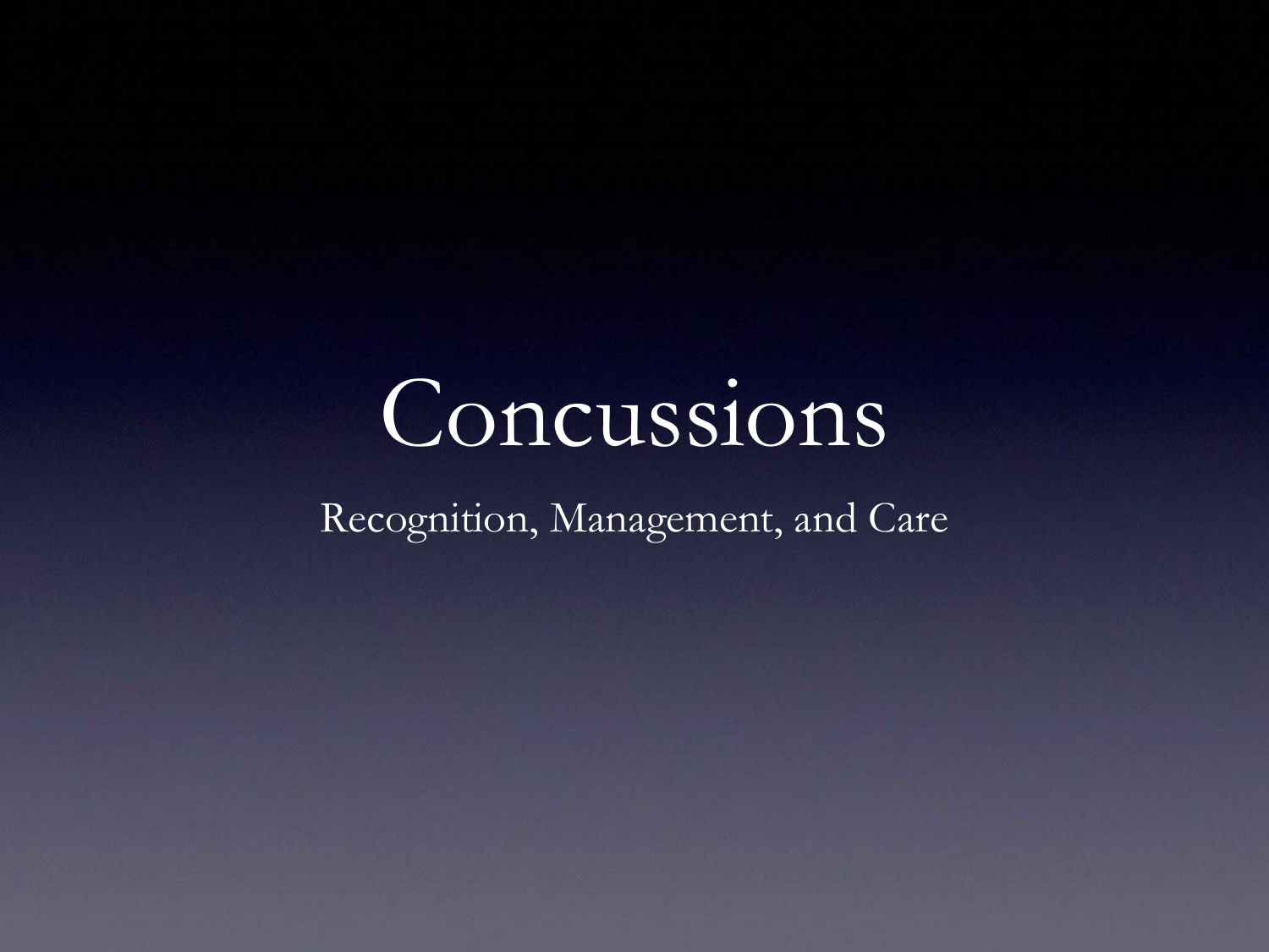# Concussions

Recognition, Management, and Care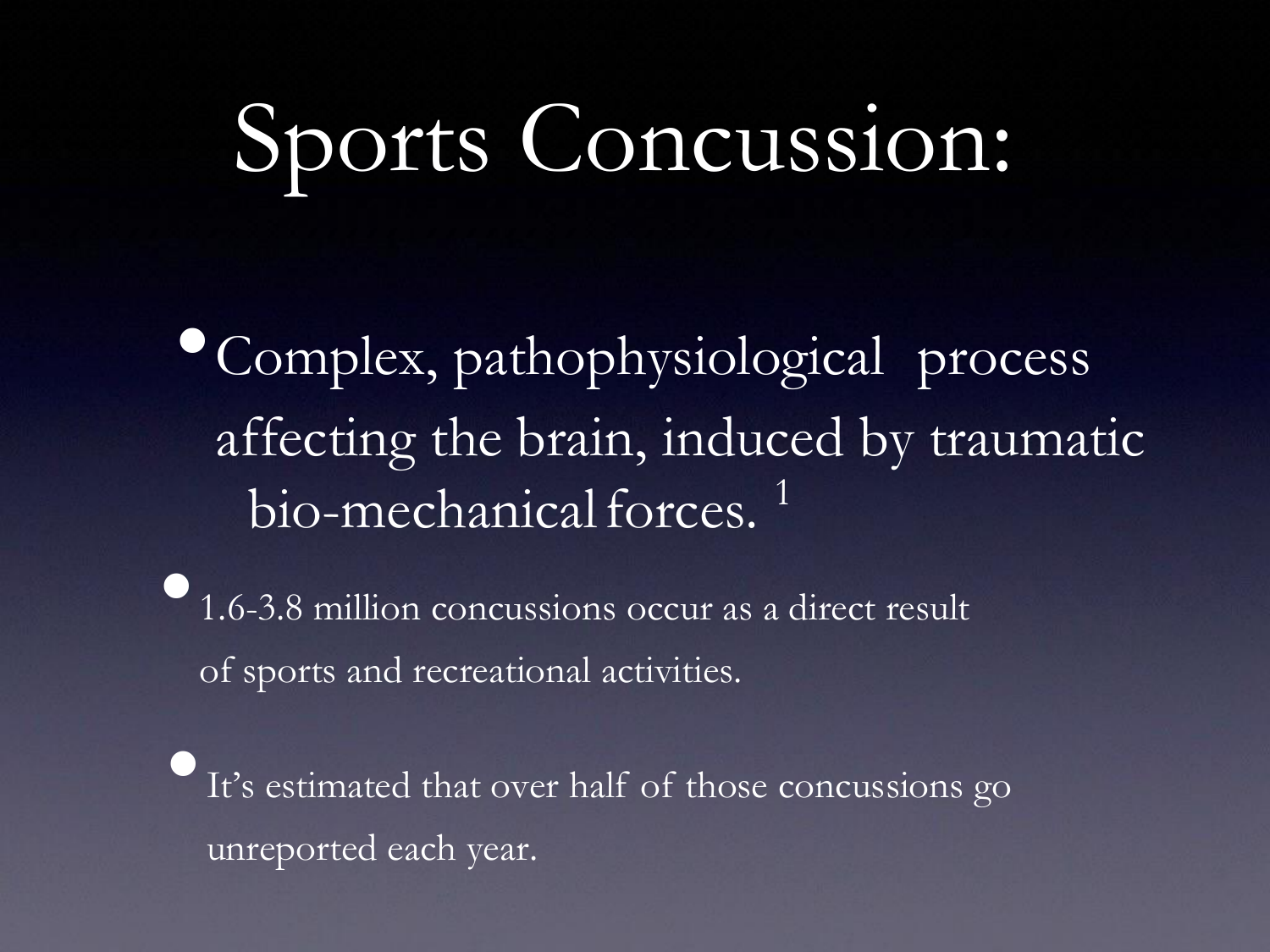# Sports Concussion:

- Complex, pathophysiological process affecting the brain, induced by traumatic bio-mechanical forces. [1]
- 1.6-3.8 million concussions occur as a direct result of sports and recreational activities.
- It's estimated that over half of those concussions go unreported each year.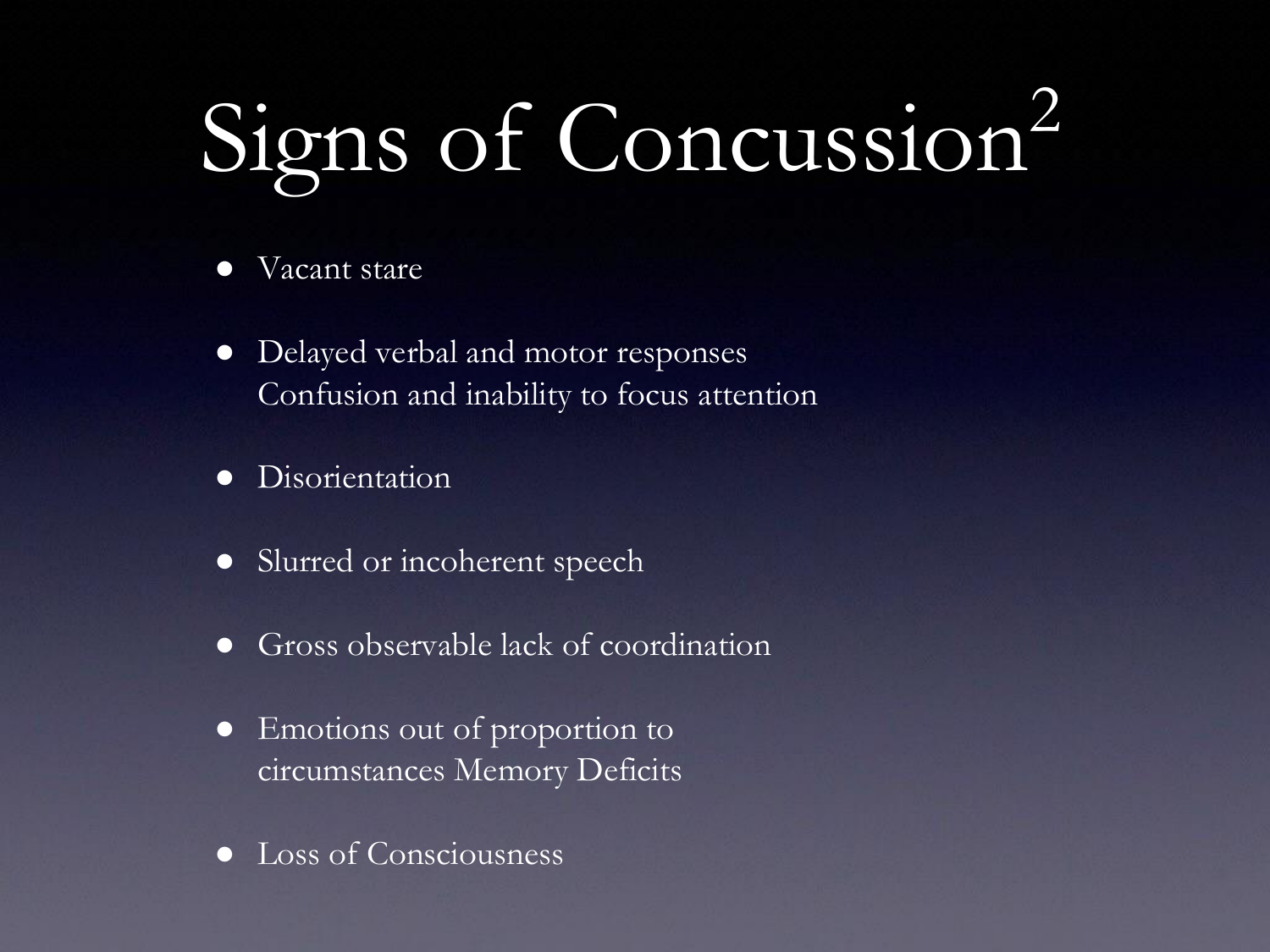# Signs of Concussion[2]

- Vacant stare
- Delayed verbal and motor responses Confusion and inability to focus attention
- Disorientation
- Slurred or incoherent speech
- Gross observable lack of coordination
- Emotions out of proportion to circumstances Memory Deficits
- Loss of Consciousness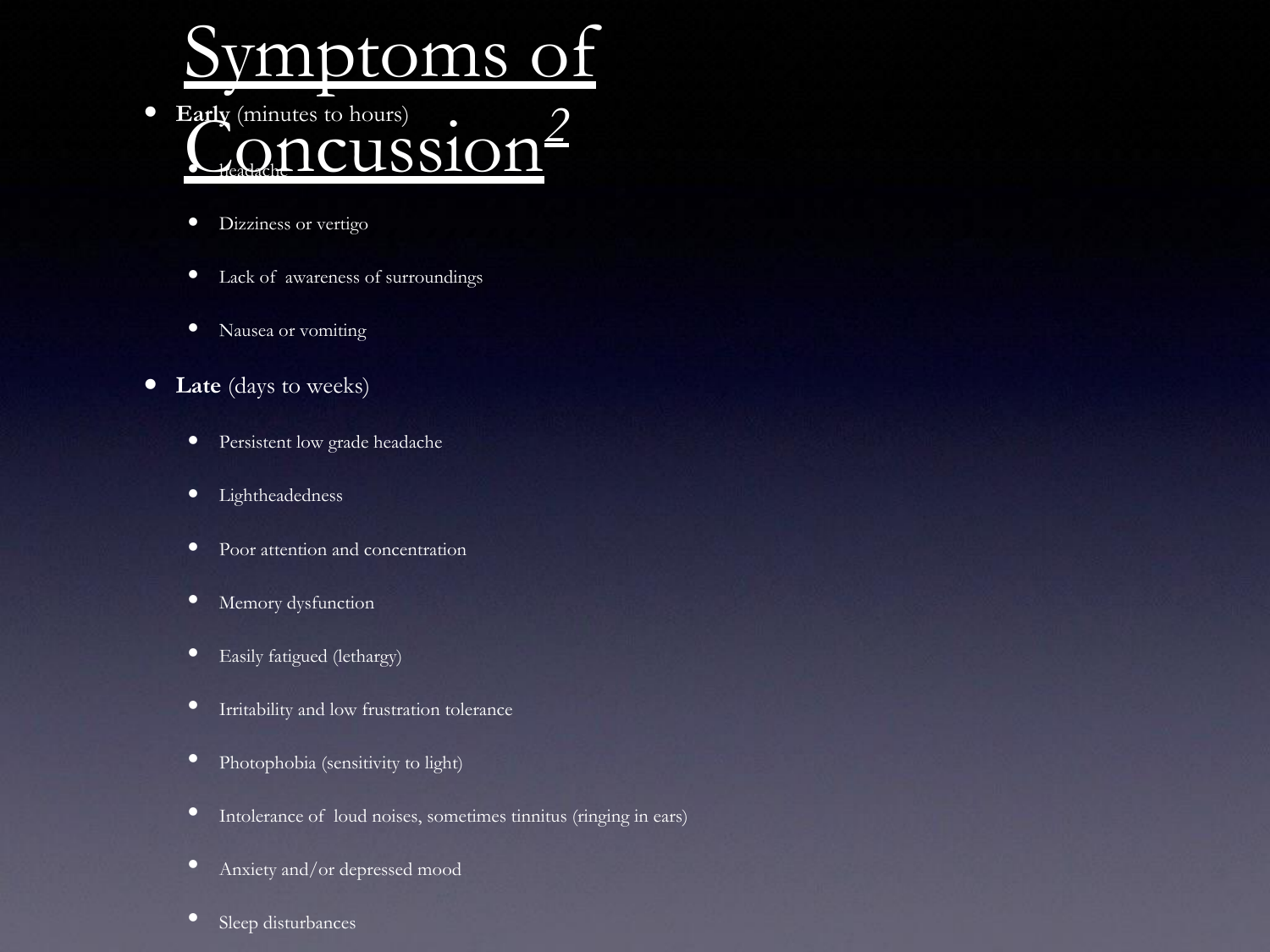# Symptoms of Concussion[2]

- **Early** (minutes to hours)
  - Headache
  - Dizziness or vertigo
  - Lack of awareness of surroundings
  - Nausea or vomiting
- **Late** (days to weeks)
  - Persistent low grade headache
  - Lightheadedness
  - Poor attention and concentration
  - Memory dysfunction
  - Easily fatigued (lethargy)
  - Irritability and low frustration tolerance
  - Photophobia (sensitivity to light)
  - Intolerance of loud noises, sometimes tinnitus (ringing in ears)
  - Anxiety and/or depressed mood
  - Sleep disturbances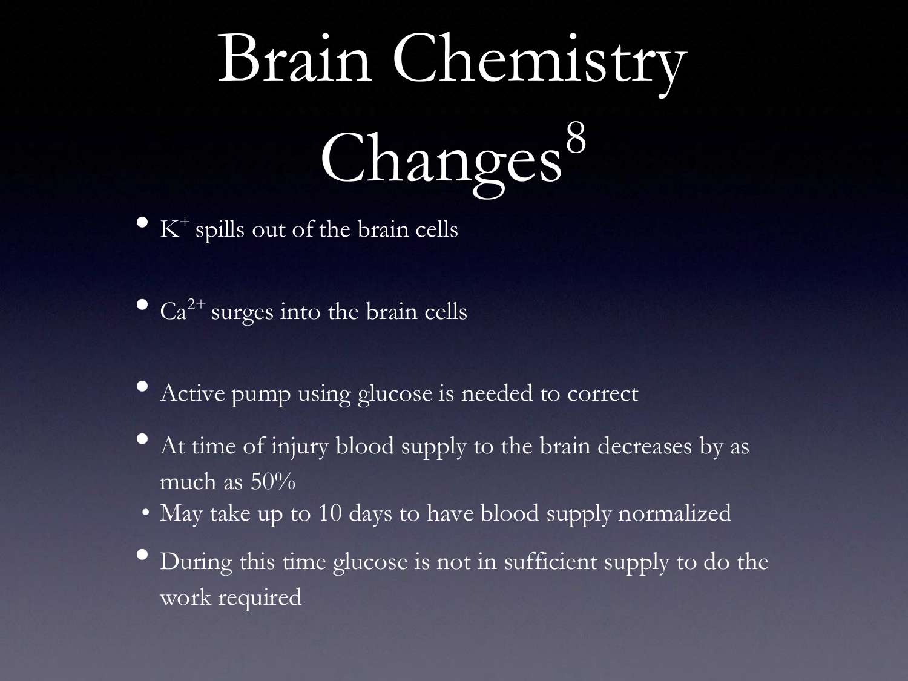# Brain Chemistry Changes[8]

- $K^+$ spills out of the brain cells
- $Ca^{2+}$ surges into the brain cells
- Active pump using glucose is needed to correct
- At time of injury blood supply to the brain decreases by as much as 50%
  - May take up to 10 days to have blood supply normalized
- During this time glucose is not in sufficient supply to do the work required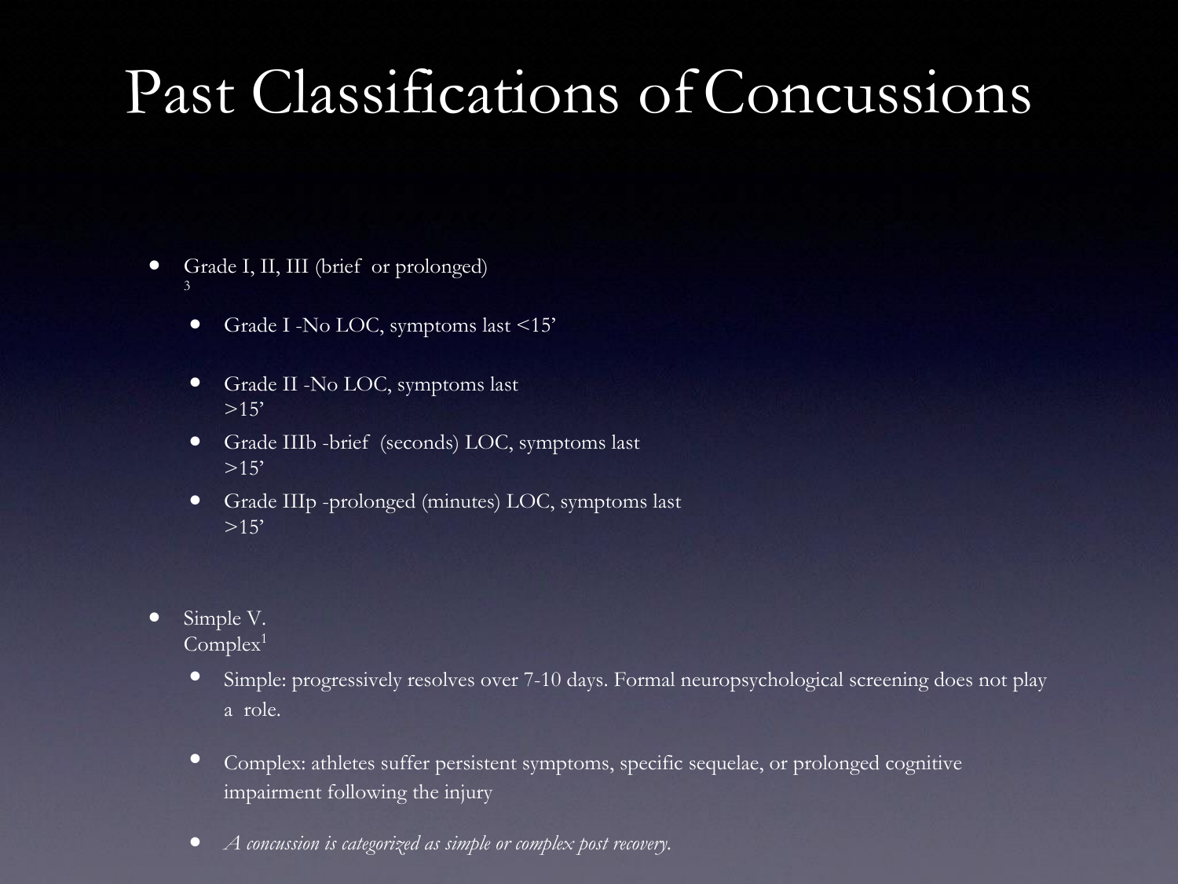# Past Classifications of Concussions

- Grade I, II, III (brief or prolonged) [3]
  - Grade I -No LOC, symptoms last <15'
  - Grade II -No LOC, symptoms last >15'
  - Grade IIIb -brief (seconds) LOC, symptoms last >15'
  - Grade IIIp -prolonged (minutes) LOC, symptoms last >15'
- Simple V. Complex[1]
  - Simple: progressively resolves over 7-10 days. Formal neuropsychological screening does not play a role.
  - Complex: athletes suffer persistent symptoms, specific sequelae, or prolonged cognitive impairment following the injury
  - *A concussion is categorized as simple or complex post recovery.*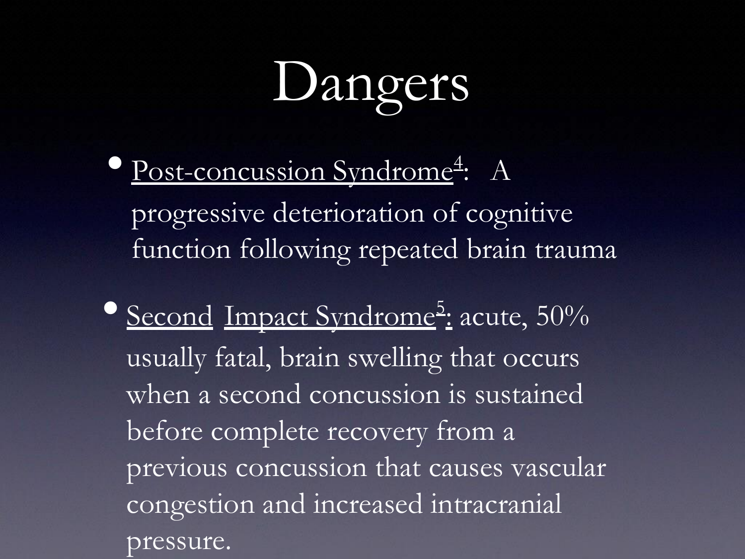# Dangers

- Post-concussion Syndrome[4]: A progressive deterioration of cognitive function following repeated brain trauma
- Second Impact Syndrome[5]: acute, 50% usually fatal, brain swelling that occurs when a second concussion is sustained before complete recovery from a previous concussion that causes vascular congestion and increased intracranial pressure.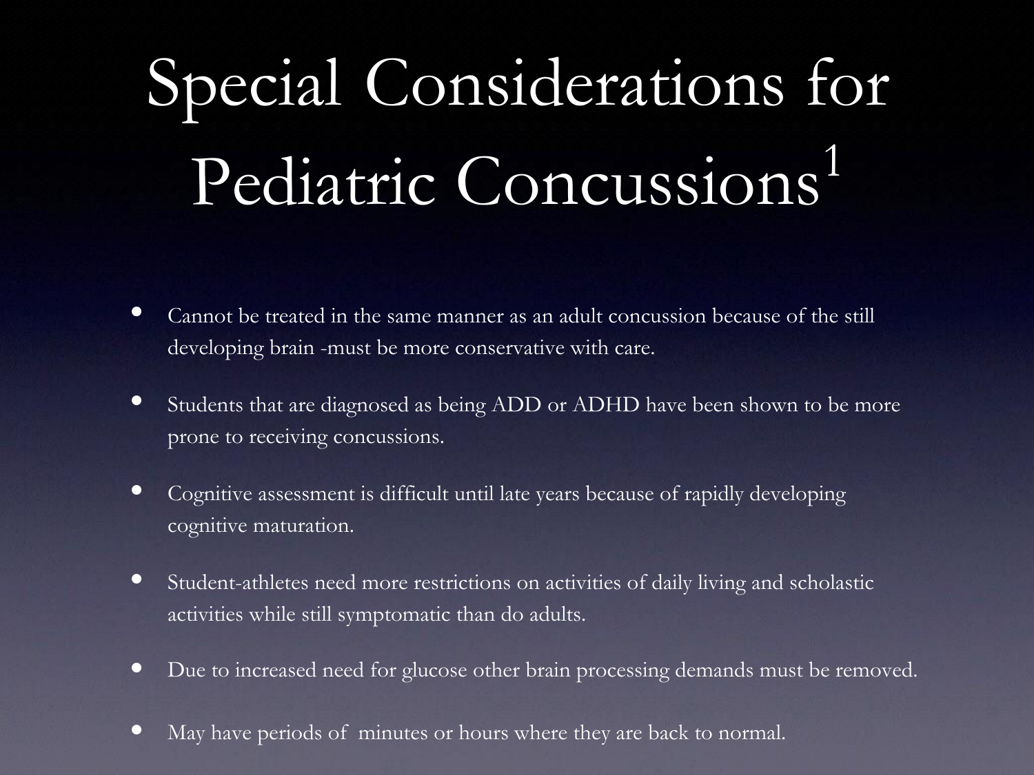# Special Considerations for Pediatric Concussions[1]

- Cannot be treated in the same manner as an adult concussion because of the still developing brain -must be more conservative with care.
- Students that are diagnosed as being ADD or ADHD have been shown to be more prone to receiving concussions.
- Cognitive assessment is difficult until late years because of rapidly developing cognitive maturation.
- Student-athletes need more restrictions on activities of daily living and scholastic activities while still symptomatic than do adults.
- Due to increased need for glucose other brain processing demands must be removed.
- May have periods of minutes or hours where they are back to normal.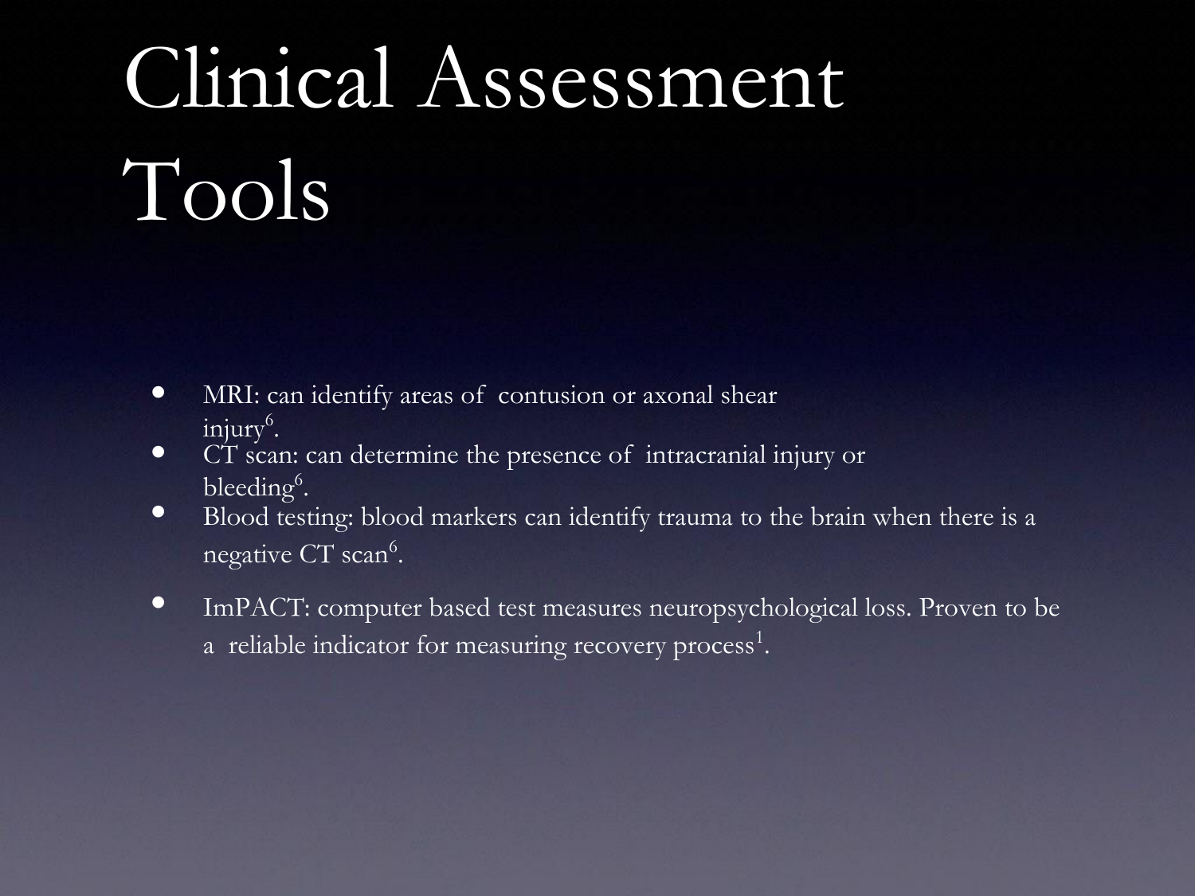# Clinical Assessment Tools

- MRI: can identify areas of contusion or axonal shear injury[6].
- CT scan: can determine the presence of intracranial injury or bleeding[6].
- Blood testing: blood markers can identify trauma to the brain when there is a negative CT scan[6].
- ImPACT: computer based test measures neuropsychological loss. Proven to be a reliable indicator for measuring recovery process[1].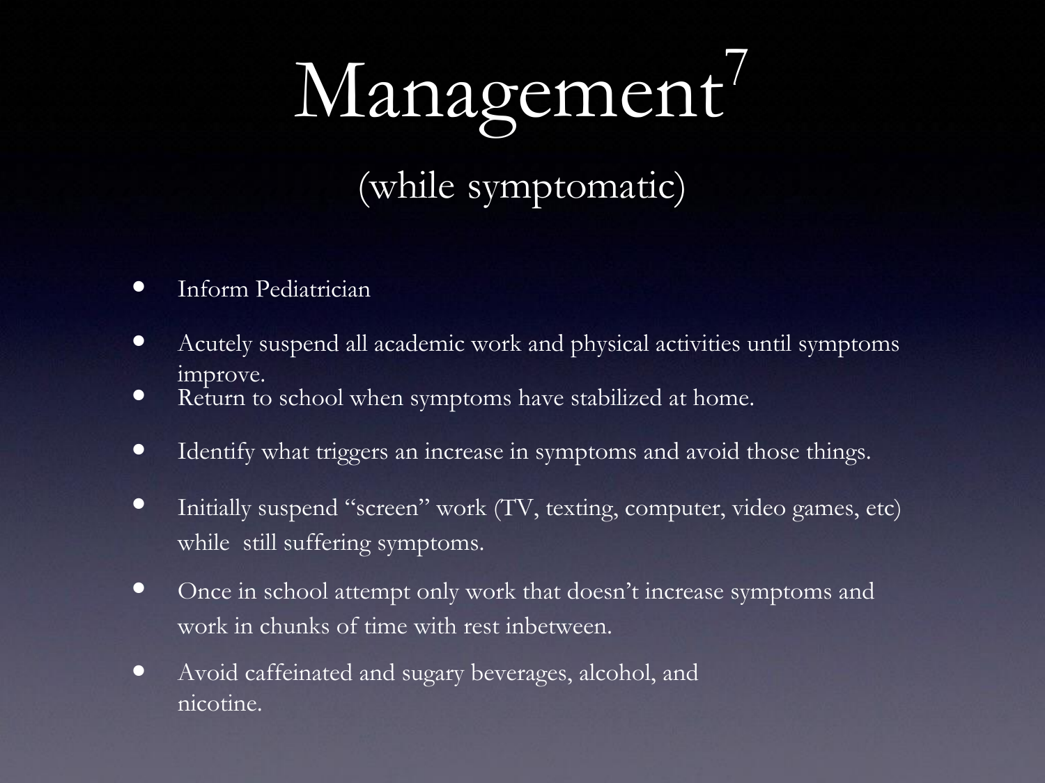# Management[7]

## (while symptomatic)

- Inform Pediatrician
- Acutely suspend all academic work and physical activities until symptoms improve.
- Return to school when symptoms have stabilized at home.
- Identify what triggers an increase in symptoms and avoid those things.
- Initially suspend "screen" work (TV, texting, computer, video games, etc) while still suffering symptoms.
- Once in school attempt only work that doesn't increase symptoms and work in chunks of time with rest inbetween.
- Avoid caffeinated and sugary beverages, alcohol, and nicotine.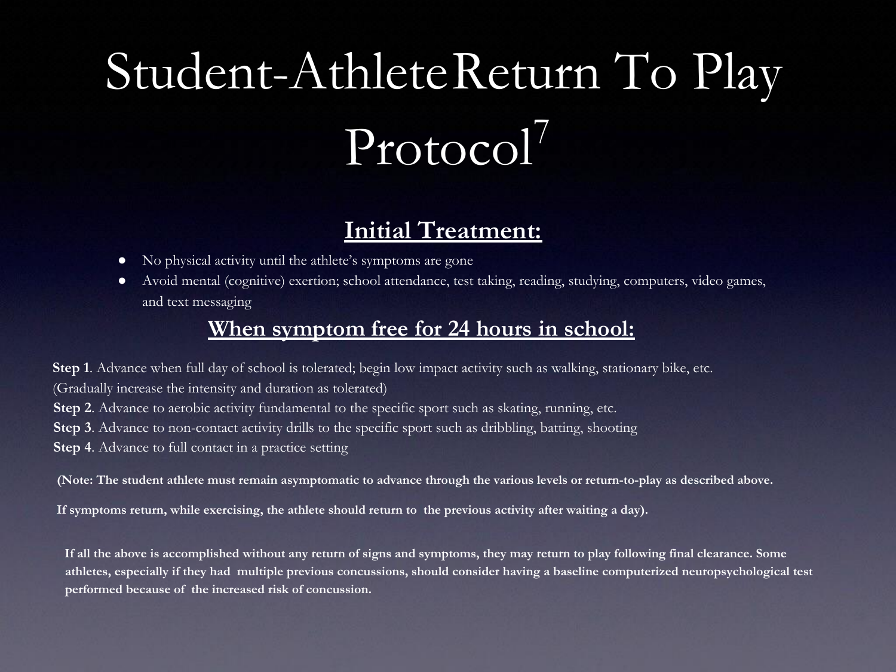# Student-AthleteReturn To Play Protocol[7]

## Initial Treatment:

- No physical activity until the athlete's symptoms are gone
- Avoid mental (cognitive) exertion; school attendance, test taking, reading, studying, computers, video games, and text messaging

## When symptom free for 24 hours in school:

**Step 1**. Advance when full day of school is tolerated; begin low impact activity such as walking, stationary bike, etc. (Gradually increase the intensity and duration as tolerated)
**Step 2**. Advance to aerobic activity fundamental to the specific sport such as skating, running, etc.
**Step 3**. Advance to non-contact activity drills to the specific sport such as dribbling, batting, shooting
**Step 4**. Advance to full contact in a practice setting

**(Note: The student athlete must remain asymptomatic to advance through the various levels or return-to-play as described above.**

**If symptoms return, while exercising, the athlete should return to the previous activity after waiting a day).**

**If all the above is accomplished without any return of signs and symptoms, they may return to play following final clearance. Some athletes, especially if they had multiple previous concussions, should consider having a baseline computerized neuropsychological test performed because of the increased risk of concussion.**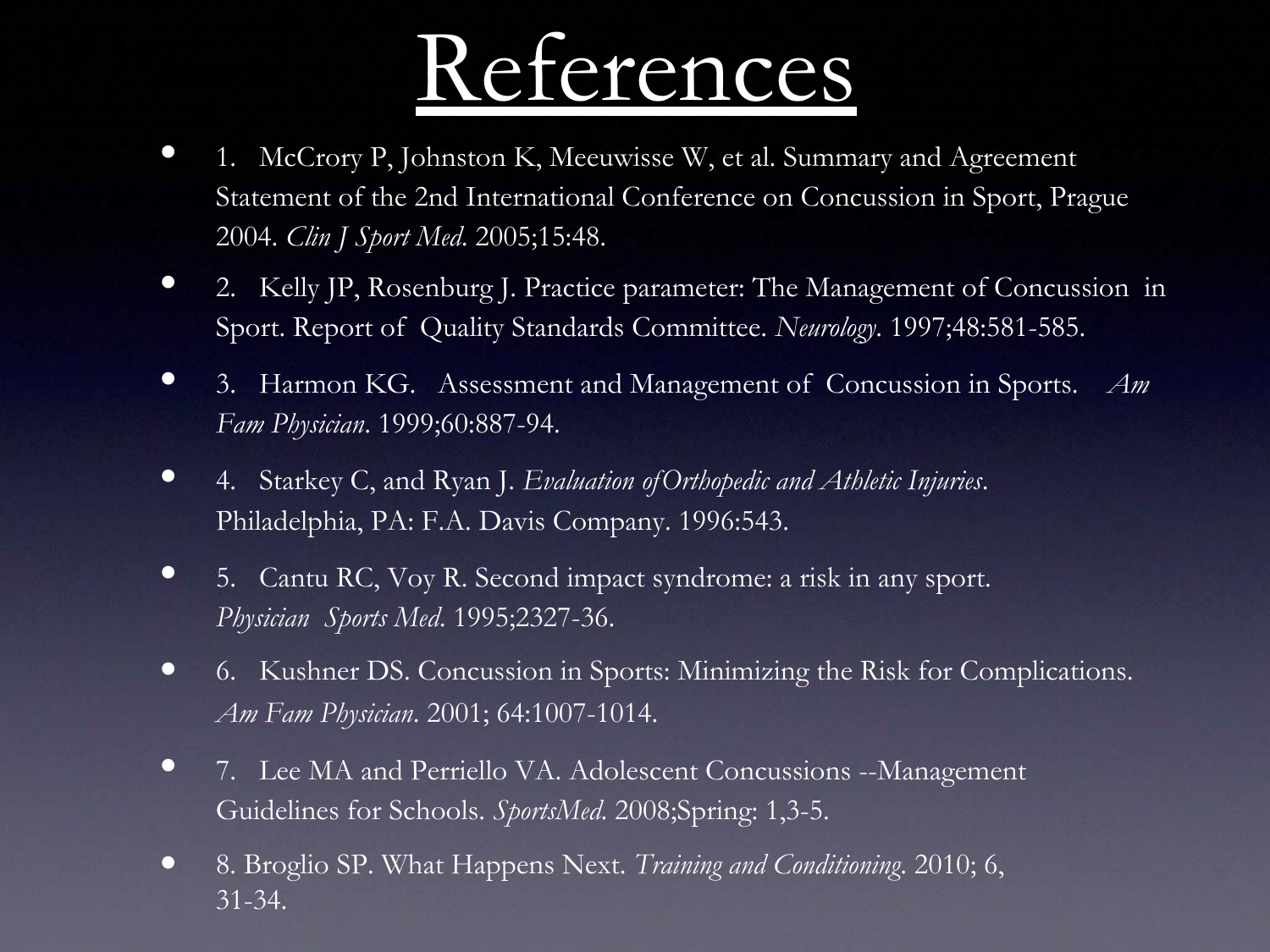# References

- 1. McCrory P, Johnston K, Meeuwisse W, et al. Summary and Agreement Statement of the 2nd International Conference on Concussion in Sport, Prague 2004. *Clin J Sport Med*. 2005;15:48.
- 2. Kelly JP, Rosenburg J. Practice parameter: The Management of Concussion in Sport. Report of Quality Standards Committee. *Neurology*. 1997;48:581-585.
- 3. Harmon KG. Assessment and Management of Concussion in Sports. *Am Fam Physician*. 1999;60:887-94.
- 4. Starkey C, and Ryan J. *Evaluation ofOrthopedic and Athletic Injuries*. Philadelphia, PA: F.A. Davis Company. 1996:543.
- 5. Cantu RC, Voy R. Second impact syndrome: a risk in any sport. *Physician Sports Med*. 1995;2327-36.
- 6. Kushner DS. Concussion in Sports: Minimizing the Risk for Complications. *Am Fam Physician*. 2001; 64:1007-1014.
- 7. Lee MA and Perriello VA. Adolescent Concussions --Management Guidelines for Schools. *SportsMed*. 2008;Spring: 1,3-5.
- 8. Broglio SP. What Happens Next. *Training and Conditioning*. 2010; 6, 31-34.